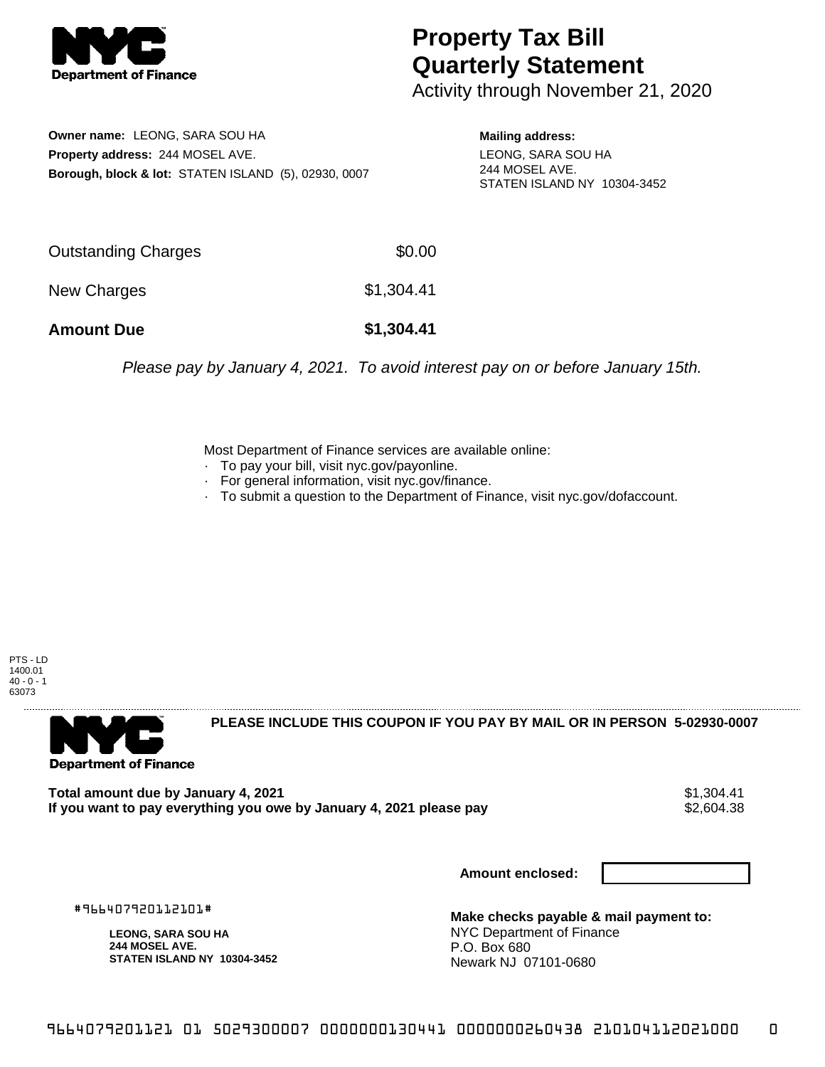# Property Tax Bill Quarterly Statement

Activity through November 21, 2020

**Owner name:** LEONG, SARA SOU HA
**Property address:** 244 MOSEL AVE.
**Borough, block & lot:** STATEN ISLAND (5), 02930, 0007

**Mailing address:**
LEONG, SARA SOU HA
244 MOSEL AVE.
STATEN ISLAND NY 10304-3452

| | |
|---|---|
| Outstanding Charges | $0.00 |
| New Charges | $1,304.41 |
| **Amount Due** | **$1,304.41** |

*Please pay by January 4, 2021. To avoid interest pay on or before January 15th.*

Most Department of Finance services are available online:

- To pay your bill, visit nyc.gov/payonline.
- For general information, visit nyc.gov/finance.
- To submit a question to the Department of Finance, visit nyc.gov/dofaccount.

PTS - LD
1400.01
40 - 0 - 1
63073

**PLEASE INCLUDE THIS COUPON IF YOU PAY BY MAIL OR IN PERSON 5-02930-0007**

| | |
|---|---|
| **Total amount due by January 4, 2021** | $1,304.41 |
| **If you want to pay everything you owe by January 4, 2021 please pay** | $2,604.38 |

**Amount enclosed:**

#966407920112101#

**LEONG, SARA SOU HA**
**244 MOSEL AVE.**
**STATEN ISLAND NY 10304-3452**

**Make checks payable & mail payment to:**
NYC Department of Finance
P.O. Box 680
Newark NJ 07101-0680

9664079201121 01 5029300007 0000000130441 0000000260438 210104112021000 0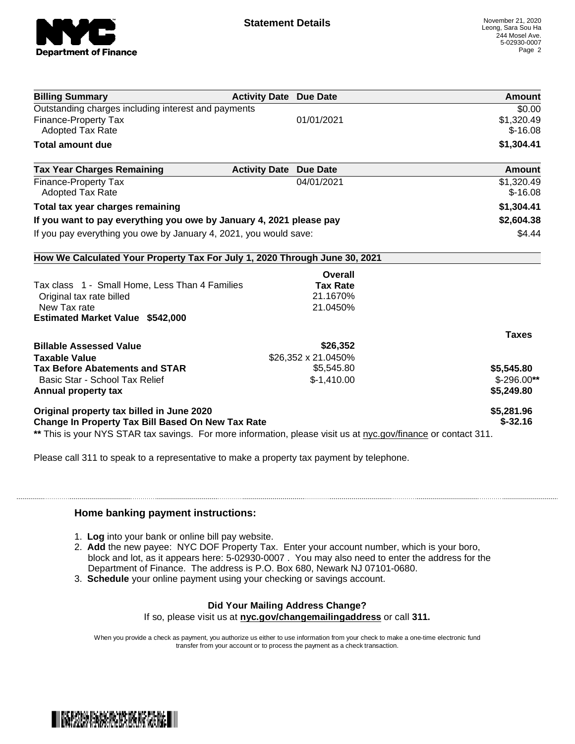## Statement Details

November 21, 2020
Leong, Sara Sou Ha
244 Mosel Ave.
5-02930-0007

| Billing Summary | Activity Date | Due Date | Amount |
|---|---|---|---|
| Outstanding charges including interest and payments | | | $0.00 |
| Finance-Property Tax | | 01/01/2021 | $1,320.49 |
| Adopted Tax Rate | | | $-16.08 |
| **Total amount due** | | | **$1,304.41** |

| Tax Year Charges Remaining | Activity Date | Due Date | Amount |
|---|---|---|---|
| Finance-Property Tax | | 04/01/2021 | $1,320.49 |
| Adopted Tax Rate | | | $-16.08 |
| **Total tax year charges remaining** | | | **$1,304.41** |
| **If you want to pay everything you owe by January 4, 2021 please pay** | | | **$2,604.38** |
| If you pay everything you owe by January 4, 2021, you would save: | | | $4.44 |

### How We Calculated Your Property Tax For July 1, 2020 Through June 30, 2021

| | Overall Tax Rate | Taxes |
|---|---|---|
| Tax class 1 - Small Home, Less Than 4 Families | | |
| Original tax rate billed | 21.1670% | |
| New Tax rate | 21.0450% | |
| **Estimated Market Value $542,000** | | |
| **Billable Assessed Value** | **$26,352** | |
| **Taxable Value** | $26,352 x 21.0450% | |
| **Tax Before Abatements and STAR** | $5,545.80 | **$5,545.80** |
| Basic Star - School Tax Relief | $-1,410.00 | $-296.00** |
| **Annual property tax** | | **$5,249.80** |
| **Original property tax billed in June 2020** | | **$5,281.96** |
| **Change In Property Tax Bill Based On New Tax Rate** | | **$-32.16** |

** This is your NYS STAR tax savings. For more information, please visit us at nyc.gov/finance or contact 311.

Please call 311 to speak to a representative to make a property tax payment by telephone.

### Home banking payment instructions:

1. **Log** into your bank or online bill pay website.
2. **Add** the new payee: NYC DOF Property Tax. Enter your account number, which is your boro, block and lot, as it appears here: 5-02930-0007 . You may also need to enter the address for the Department of Finance. The address is P.O. Box 680, Newark NJ 07101-0680.
3. **Schedule** your online payment using your checking or savings account.

**Did Your Mailing Address Change?**
If so, please visit us at **nyc.gov/changemailingaddress** or call **311.**

When you provide a check as payment, you authorize us either to use information from your check to make a one-time electronic fund transfer from your account or to process the payment as a check transaction.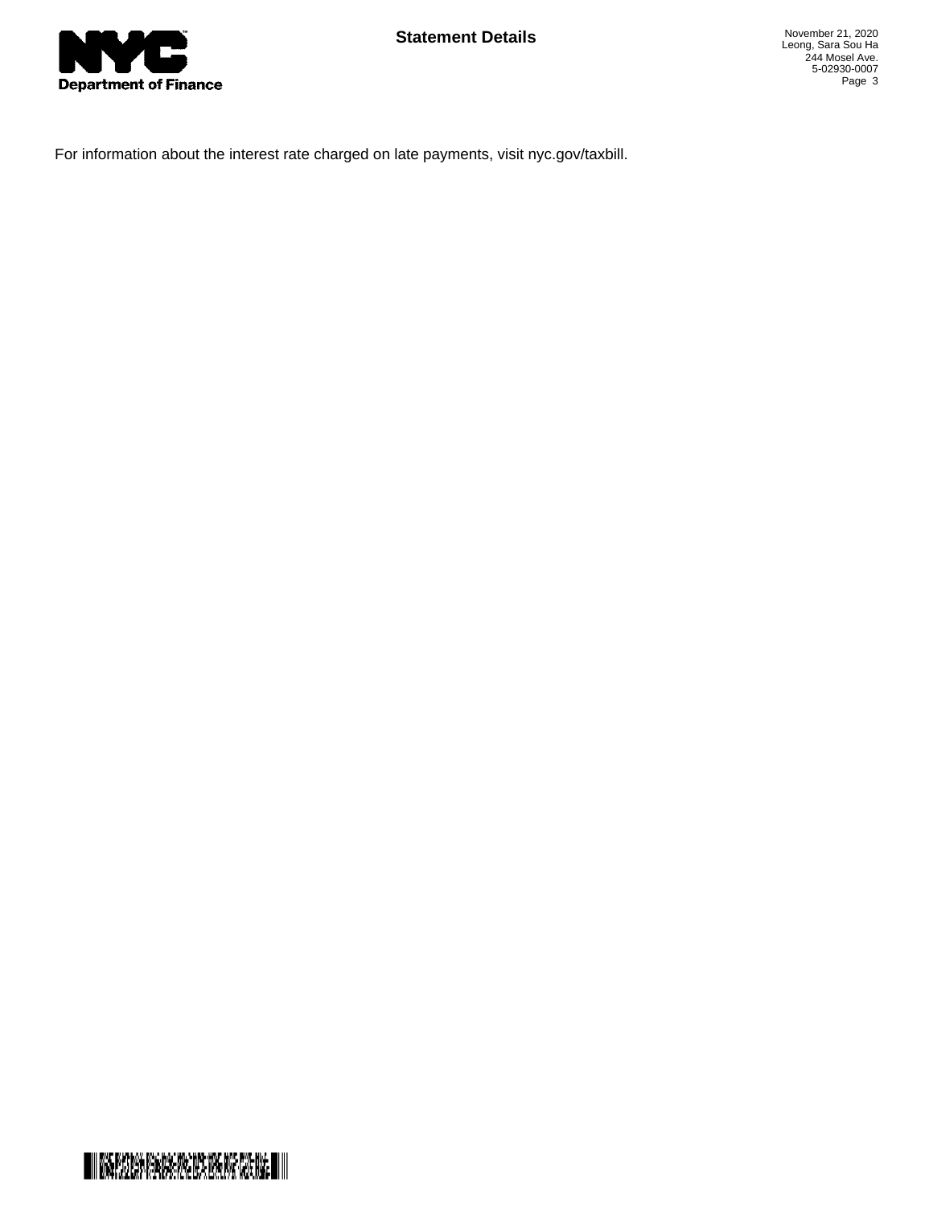For information about the interest rate charged on late payments, visit nyc.gov/taxbill.